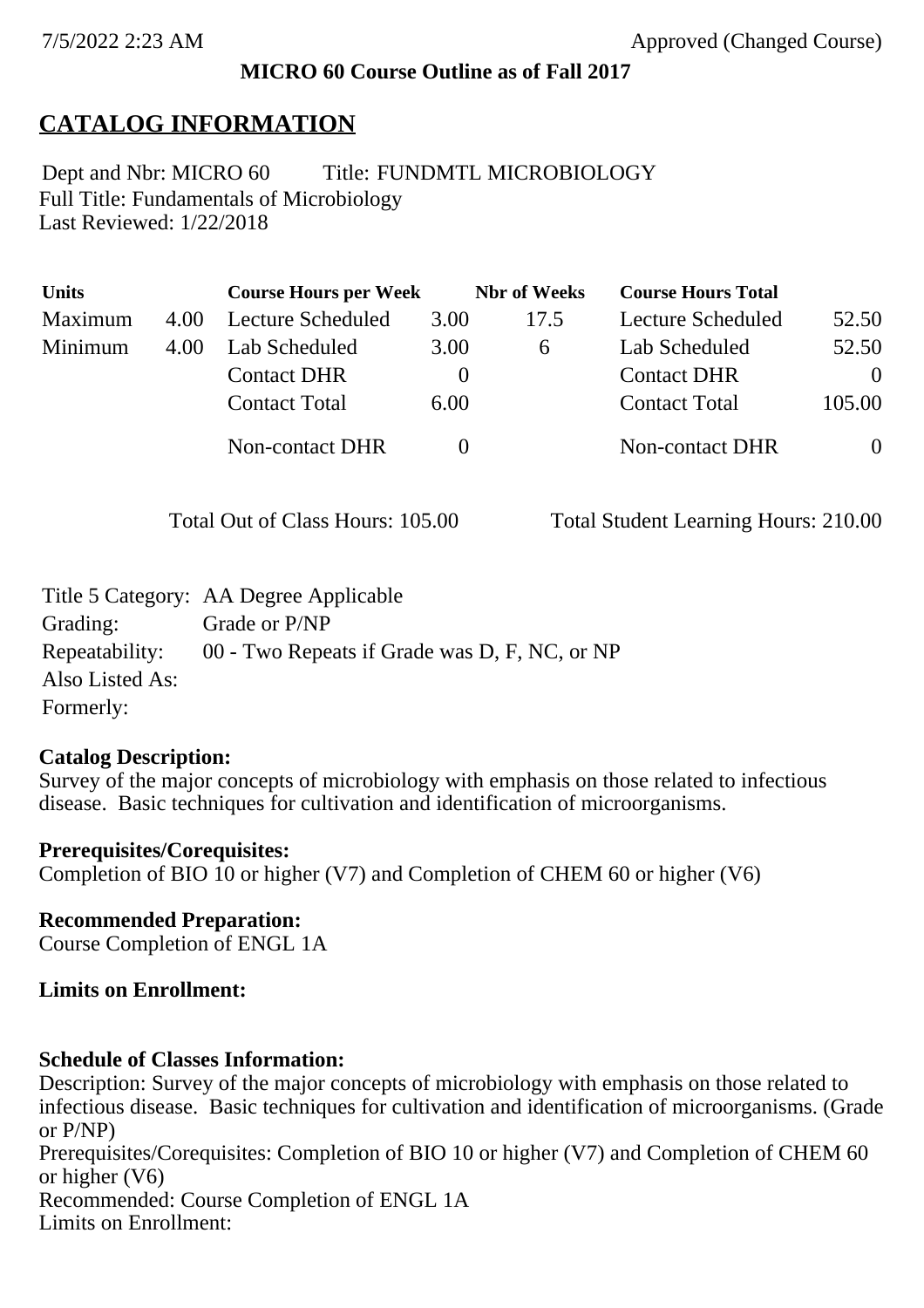**MICRO 60 Course Outline as of Fall 2017**

# CATALOG INFORMATION

Dept and Nbr: MICRO 60 Title: FUNDMTL MICROBIOLOGY
Full Title: Fundamentals of Microbiology
Last Reviewed: 1/22/2018

| Units | | Course Hours per Week | | Nbr of Weeks | Course Hours Total | |
|---|---|---|---|---|---|---|
| Maximum | 4.00 | Lecture Scheduled | 3.00 | 17.5 | Lecture Scheduled | 52.50 |
| Minimum | 4.00 | Lab Scheduled | 3.00 | 6 | Lab Scheduled | 52.50 |
| | | Contact DHR | 0 | | Contact DHR | 0 |
| | | Contact Total | 6.00 | | Contact Total | 105.00 |
| | | Non-contact DHR | 0 | | Non-contact DHR | 0 |

Total Out of Class Hours: 105.00 Total Student Learning Hours: 210.00

Title 5 Category: AA Degree Applicable
Grading: Grade or P/NP
Repeatability: 00 - Two Repeats if Grade was D, F, NC, or NP
Also Listed As:
Formerly:

**Catalog Description:**
Survey of the major concepts of microbiology with emphasis on those related to infectious disease. Basic techniques for cultivation and identification of microorganisms.

**Prerequisites/Corequisites:**
Completion of BIO 10 or higher (V7) and Completion of CHEM 60 or higher (V6)

**Recommended Preparation:**
Course Completion of ENGL 1A

**Limits on Enrollment:**

**Schedule of Classes Information:**
Description: Survey of the major concepts of microbiology with emphasis on those related to infectious disease. Basic techniques for cultivation and identification of microorganisms. (Grade or P/NP)
Prerequisites/Corequisites: Completion of BIO 10 or higher (V7) and Completion of CHEM 60 or higher (V6)
Recommended: Course Completion of ENGL 1A
Limits on Enrollment: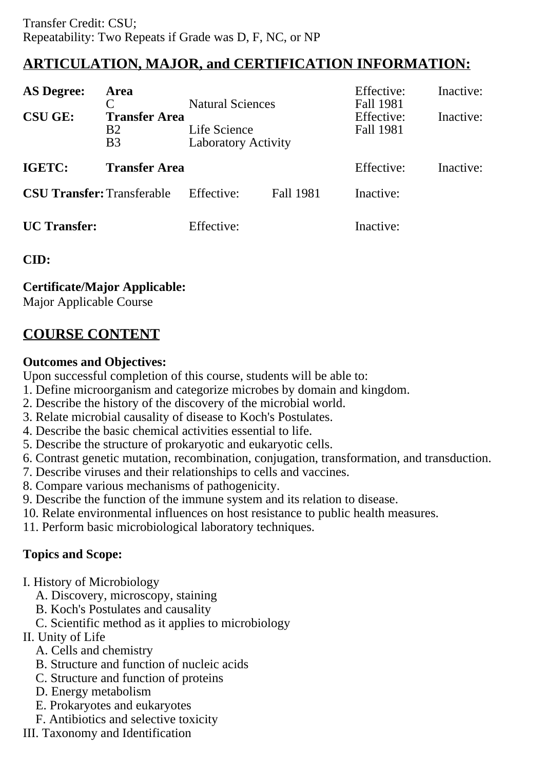Transfer Credit: CSU;
Repeatability: Two Repeats if Grade was D, F, NC, or NP

## ARTICULATION, MAJOR, and CERTIFICATION INFORMATION:

| | | | | | |
|---|---|---|---|---|---|
| **AS Degree:** | **Area** | | | Effective: | Inactive: |
| | C | Natural Sciences | | Fall 1981 | |
| **CSU GE:** | **Transfer Area** | | | Effective: | Inactive: |
| | B2 | Life Science | | Fall 1981 | |
| | B3 | Laboratory Activity | | | |
| **IGETC:** | **Transfer Area** | | | Effective: | Inactive: |
| **CSU Transfer:** | Transferable | Effective: | Fall 1981 | Inactive: | |
| **UC Transfer:** | | Effective: | | Inactive: | |

**CID:**

**Certificate/Major Applicable:**
Major Applicable Course

## COURSE CONTENT

**Outcomes and Objectives:**
Upon successful completion of this course, students will be able to:
1. Define microorganism and categorize microbes by domain and kingdom.
2. Describe the history of the discovery of the microbial world.
3. Relate microbial causality of disease to Koch's Postulates.
4. Describe the basic chemical activities essential to life.
5. Describe the structure of prokaryotic and eukaryotic cells.
6. Contrast genetic mutation, recombination, conjugation, transformation, and transduction.
7. Describe viruses and their relationships to cells and vaccines.
8. Compare various mechanisms of pathogenicity.
9. Describe the function of the immune system and its relation to disease.
10. Relate environmental influences on host resistance to public health measures.
11. Perform basic microbiological laboratory techniques.

**Topics and Scope:**

I. History of Microbiology
   A. Discovery, microscopy, staining
   B. Koch's Postulates and causality
   C. Scientific method as it applies to microbiology
II. Unity of Life
   A. Cells and chemistry
   B. Structure and function of nucleic acids
   C. Structure and function of proteins
   D. Energy metabolism
   E. Prokaryotes and eukaryotes
   F. Antibiotics and selective toxicity
III. Taxonomy and Identification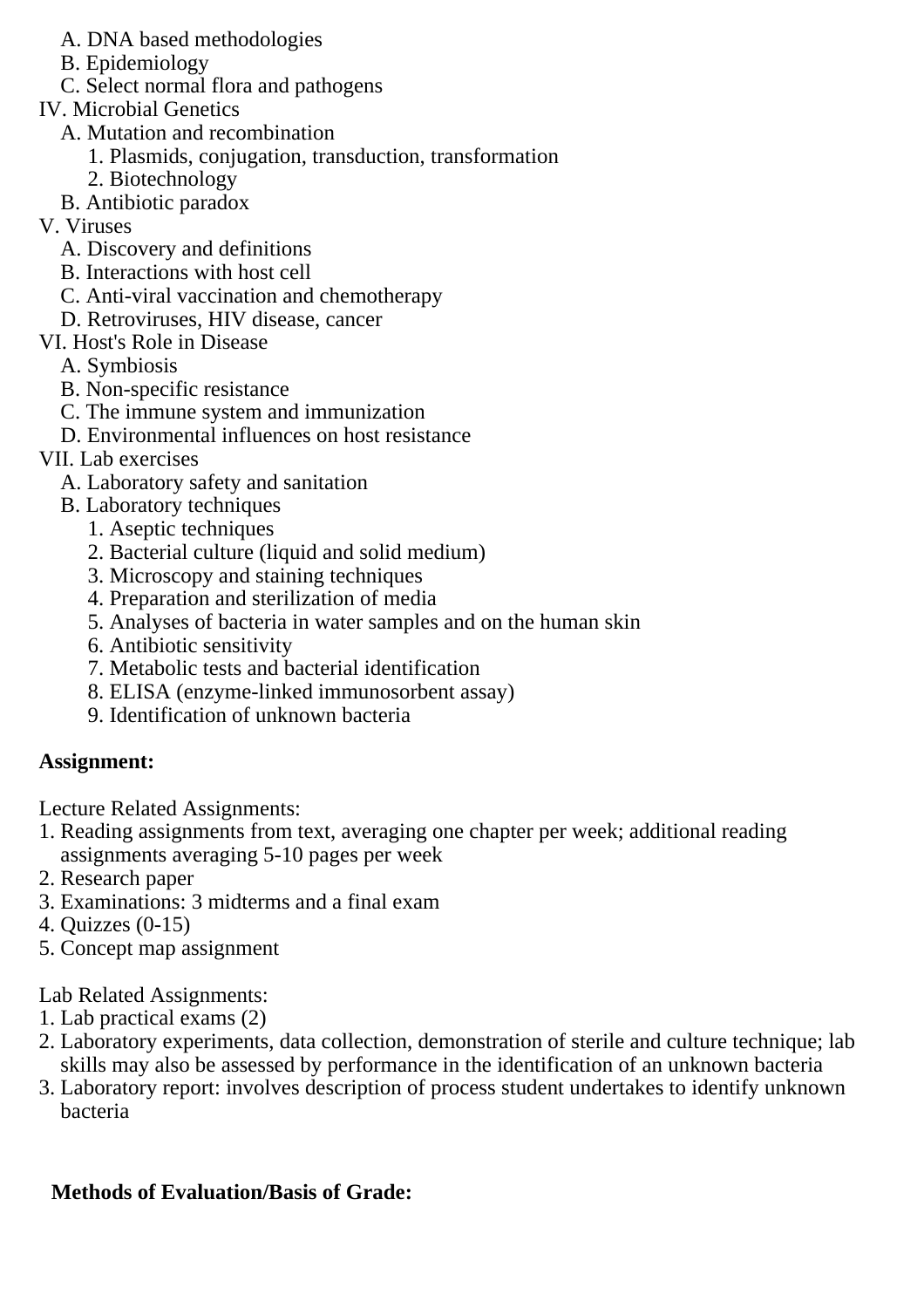A. DNA based methodologies
   B. Epidemiology
   C. Select normal flora and pathogens

IV. Microbial Genetics
   A. Mutation and recombination
      1. Plasmids, conjugation, transduction, transformation
      2. Biotechnology
   B. Antibiotic paradox

V. Viruses
   A. Discovery and definitions
   B. Interactions with host cell
   C. Anti-viral vaccination and chemotherapy
   D. Retroviruses, HIV disease, cancer

VI. Host's Role in Disease
   A. Symbiosis
   B. Non-specific resistance
   C. The immune system and immunization
   D. Environmental influences on host resistance

VII. Lab exercises
   A. Laboratory safety and sanitation
   B. Laboratory techniques
      1. Aseptic techniques
      2. Bacterial culture (liquid and solid medium)
      3. Microscopy and staining techniques
      4. Preparation and sterilization of media
      5. Analyses of bacteria in water samples and on the human skin
      6. Antibiotic sensitivity
      7. Metabolic tests and bacterial identification
      8. ELISA (enzyme-linked immunosorbent assay)
      9. Identification of unknown bacteria

**Assignment:**

Lecture Related Assignments:

1. Reading assignments from text, averaging one chapter per week; additional reading assignments averaging 5-10 pages per week
2. Research paper
3. Examinations: 3 midterms and a final exam
4. Quizzes (0-15)
5. Concept map assignment

Lab Related Assignments:

1. Lab practical exams (2)
2. Laboratory experiments, data collection, demonstration of sterile and culture technique; lab skills may also be assessed by performance in the identification of an unknown bacteria
3. Laboratory report: involves description of process student undertakes to identify unknown bacteria

**Methods of Evaluation/Basis of Grade:**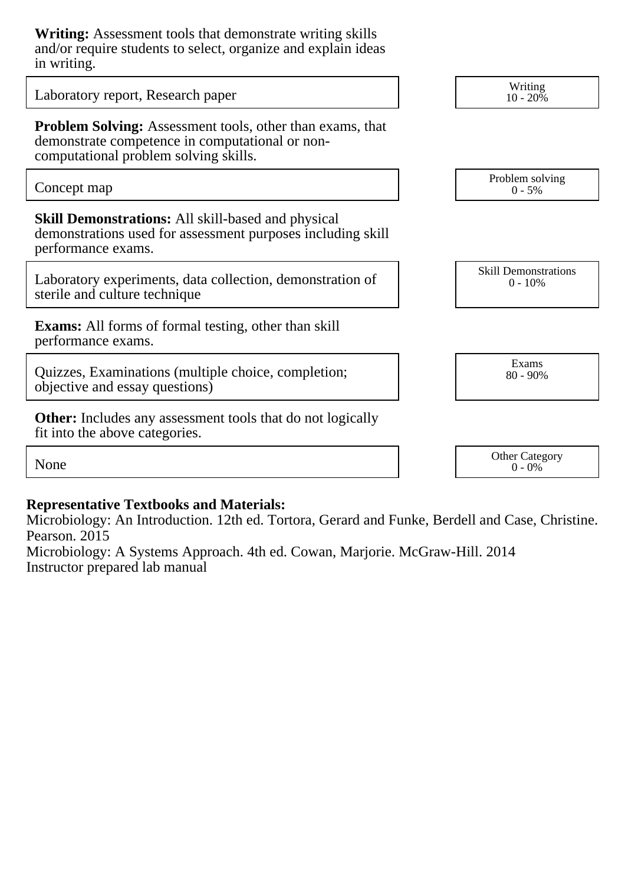**Writing:** Assessment tools that demonstrate writing skills and/or require students to select, organize and explain ideas in writing.

| Laboratory report, Research paper | Writing<br>10 - 20% |
|---|---|

**Problem Solving:** Assessment tools, other than exams, that demonstrate competence in computational or non-computational problem solving skills.

| Concept map | Problem solving<br>0 - 5% |
|---|---|

**Skill Demonstrations:** All skill-based and physical demonstrations used for assessment purposes including skill performance exams.

| Laboratory experiments, data collection, demonstration of sterile and culture technique | Skill Demonstrations<br>0 - 10% |
|---|---|

**Exams:** All forms of formal testing, other than skill performance exams.

| Quizzes, Examinations (multiple choice, completion; objective and essay questions) | Exams<br>80 - 90% |
|---|---|

**Other:** Includes any assessment tools that do not logically fit into the above categories.

| None | Other Category<br>0 - 0% |
|---|---|

**Representative Textbooks and Materials:**

Microbiology: An Introduction. 12th ed. Tortora, Gerard and Funke, Berdell and Case, Christine. Pearson. 2015
Microbiology: A Systems Approach. 4th ed. Cowan, Marjorie. McGraw-Hill. 2014
Instructor prepared lab manual